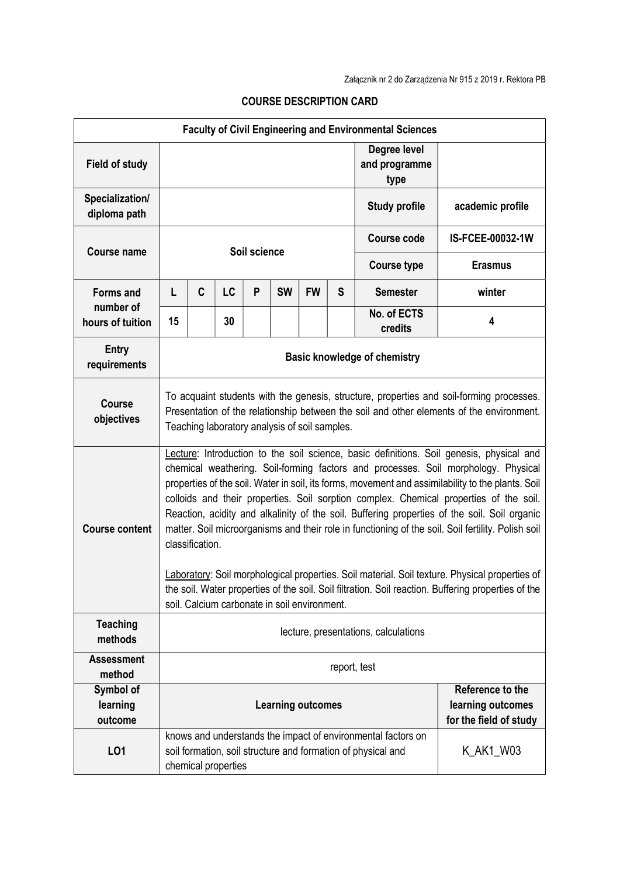Załącznik nr 2 do Zarządzenia Nr 915 z 2019 r. Rektora PB

## COURSE DESCRIPTION CARD

| Faculty of Civil Engineering and Environmental Sciences | | | | | | | | | |
|---|---|---|---|---|---|---|---|---|---|
| **Field of study** | | | | | | | | **Degree level and programme type** | |
| **Specialization/ diploma path** | | | | | | | | **Study profile** | academic profile |
| **Course name** | Soil science | | | | | | | **Course code** | IS-FCEE-00032-1W |
| | | | | | | | | **Course type** | Erasmus |
| **Forms and number of hours of tuition** | L | C | LC | P | SW | FW | S | **Semester** | winter |
| | 15 | | 30 | | | | | **No. of ECTS credits** | 4 |
| **Entry requirements** | Basic knowledge of chemistry | | | | | | | | |
| **Course objectives** | To acquaint students with the genesis, structure, properties and soil-forming processes. Presentation of the relationship between the soil and other elements of the environment. Teaching laboratory analysis of soil samples. | | | | | | | | |
| **Course content** | Lecture: Introduction to the soil science, basic definitions. Soil genesis, physical and chemical weathering. Soil-forming factors and processes. Soil morphology. Physical properties of the soil. Water in soil, its forms, movement and assimilability to the plants. Soil colloids and their properties. Soil sorption complex. Chemical properties of the soil. Reaction, acidity and alkalinity of the soil. Buffering properties of the soil. Soil organic matter. Soil microorganisms and their role in functioning of the soil. Soil fertility. Polish soil classification.<br><br>Laboratory: Soil morphological properties. Soil material. Soil texture. Physical properties of the soil. Water properties of the soil. Soil filtration. Soil reaction. Buffering properties of the soil. Calcium carbonate in soil environment. | | | | | | | | |
| **Teaching methods** | lecture, presentations, calculations | | | | | | | | |
| **Assessment method** | report, test | | | | | | | | |
| **Symbol of learning outcome** | **Learning outcomes** | | | | | | | | **Reference to the learning outcomes for the field of study** |
| **LO1** | knows and understands the impact of environmental factors on soil formation, soil structure and formation of physical and chemical properties | | | | | | | | K_AK1_W03 |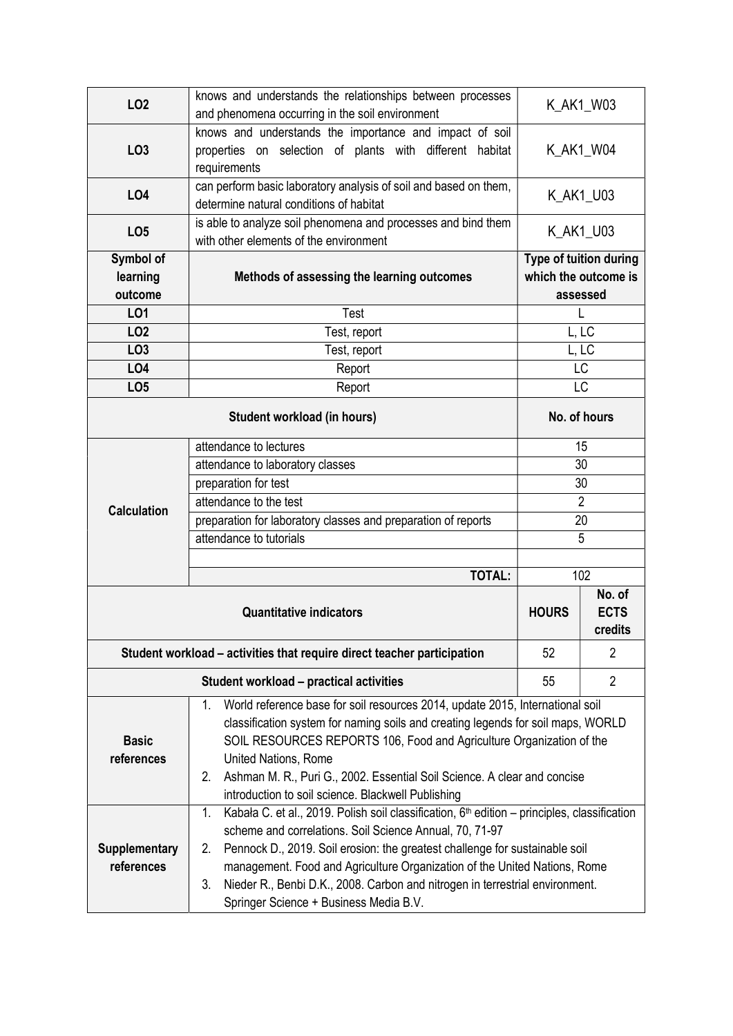| | | | |
|---|---|---|---|
| **LO2** | knows and understands the relationships between processes and phenomena occurring in the soil environment | K_AK1_W03 | |
| **LO3** | knows and understands the importance and impact of soil properties on selection of plants with different habitat requirements | K_AK1_W04 | |
| **LO4** | can perform basic laboratory analysis of soil and based on them, determine natural conditions of habitat | K_AK1_U03 | |
| **LO5** | is able to analyze soil phenomena and processes and bind them with other elements of the environment | K_AK1_U03 | |
| **Symbol of learning outcome** | **Methods of assessing the learning outcomes** | **Type of tuition during which the outcome is assessed** | |
| **LO1** | Test | L | |
| **LO2** | Test, report | L, LC | |
| **LO3** | Test, report | L, LC | |
| **LO4** | Report | LC | |
| **LO5** | Report | LC | |
| **Student workload (in hours)** | | **No. of hours** | |
| **Calculation** | attendance to lectures | 15 | |
| | attendance to laboratory classes | 30 | |
| | preparation for test | 30 | |
| | attendance to the test | 2 | |
| | preparation for laboratory classes and preparation of reports | 20 | |
| | attendance to tutorials | 5 | |
| | | | |
| | **TOTAL:** | 102 | |
| **Quantitative indicators** | | **HOURS** | **No. of ECTS credits** |
| **Student workload – activities that require direct teacher participation** | | 52 | 2 |
| **Student workload – practical activities** | | 55 | 2 |
| **Basic references** | 1. World reference base for soil resources 2014, update 2015, International soil classification system for naming soils and creating legends for soil maps, WORLD SOIL RESOURCES REPORTS 106, Food and Agriculture Organization of the United Nations, Rome<br>2. Ashman M. R., Puri G., 2002. Essential Soil Science. A clear and concise introduction to soil science. Blackwell Publishing | | |
| **Supplementary references** | 1. Kabała C. et al., 2019. Polish soil classification, 6th edition – principles, classification scheme and correlations. Soil Science Annual, 70, 71-97<br>2. Pennock D., 2019. Soil erosion: the greatest challenge for sustainable soil management. Food and Agriculture Organization of the United Nations, Rome<br>3. Nieder R., Benbi D.K., 2008. Carbon and nitrogen in terrestrial environment. Springer Science + Business Media B.V. | | |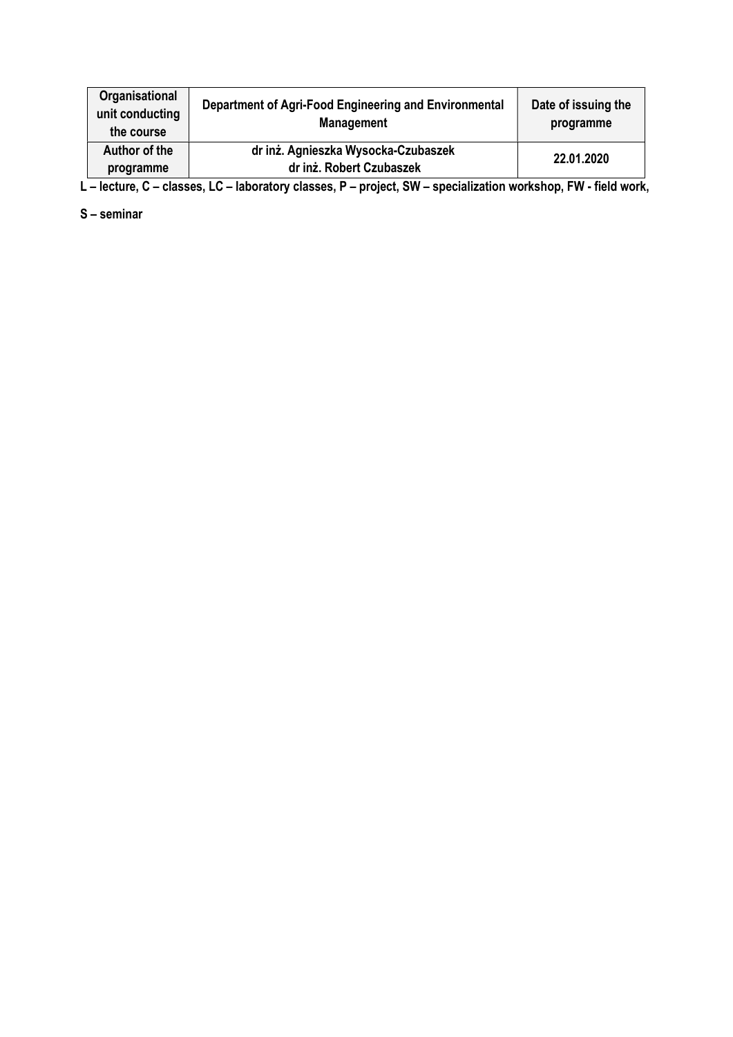| | | |
|---|---|---|
| **Organisational unit conducting the course** | **Department of Agri-Food Engineering and Environmental Management** | **Date of issuing the programme** |
| **Author of the programme** | **dr inż. Agnieszka Wysocka-Czubaszek**<br>**dr inż. Robert Czubaszek** | **22.01.2020** |

**L – lecture, C – classes, LC – laboratory classes, P – project, SW – specialization workshop, FW - field work,**

**S – seminar**